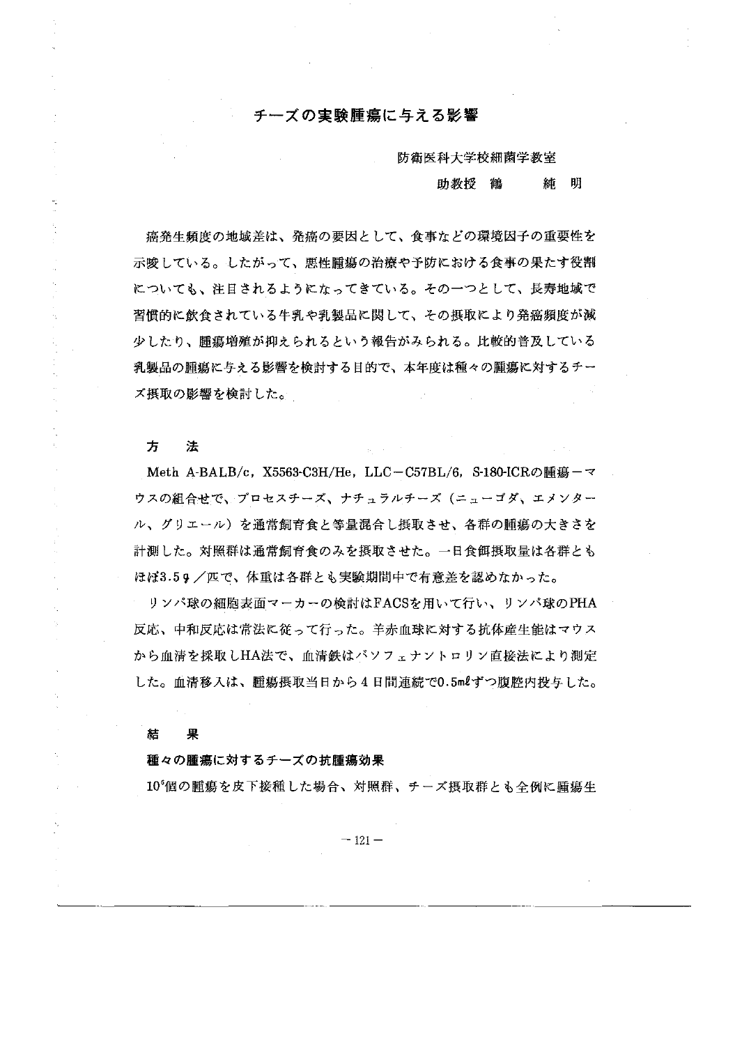# チーズの実験腫瘍に与える影響

防衛医科大学校細菌学教室

助教授　鶴　　純　明

癌発生頻度の地域差は、発癌の要因として、食事などの環境因子の重要性を示唆している。したがって、悪性腫瘍の治療や予防における食事の果たす役割についても、注目されるようになってきている。その一つとして、長寿地域で習慣的に飲食されている牛乳や乳製品に関して、その摂取により発癌頻度が減少したり、腫瘍増殖が抑えられるという報告がみられる。比較的普及している乳製品の腫瘍に与える影響を検討する目的で、本年度は種々の腫瘍に対するチーズ摂取の影響を検討した。

## 方　法

Meth A-BALB/c, X5563-C3H/He, LLC－C57BL/6, S-180-ICRの腫瘍－マウスの組合せで、プロセスチーズ、ナチュラルチーズ（ニューゴダ、エメンタール、グリエール）を通常飼育食と等量混合し摂取させ、各群の腫瘍の大きさを計測した。対照群は通常飼育食のみを摂取させた。一日食餌摂取量は各群ともほぼ3.5g／匹で、体重は各群とも実験期間中で有意差を認めなかった。

リンパ球の細胞表面マーカーの検討はFACSを用いて行い、リンパ球のPHA反応、中和反応は常法に従って行った。羊赤血球に対する抗体産生能はマウスから血清を採取しHA法で、血清鉄はバソフェナントロリン直接法により測定した。血清移入は、腫瘍摂取当日から4日間連続で0.5mℓずつ腹腔内投与した。

## 結　果

### 種々の腫瘍に対するチーズの抗腫瘍効果

$10^5$個の腫瘍を皮下接種した場合、対照群、チーズ摂取群とも全例に腫瘍生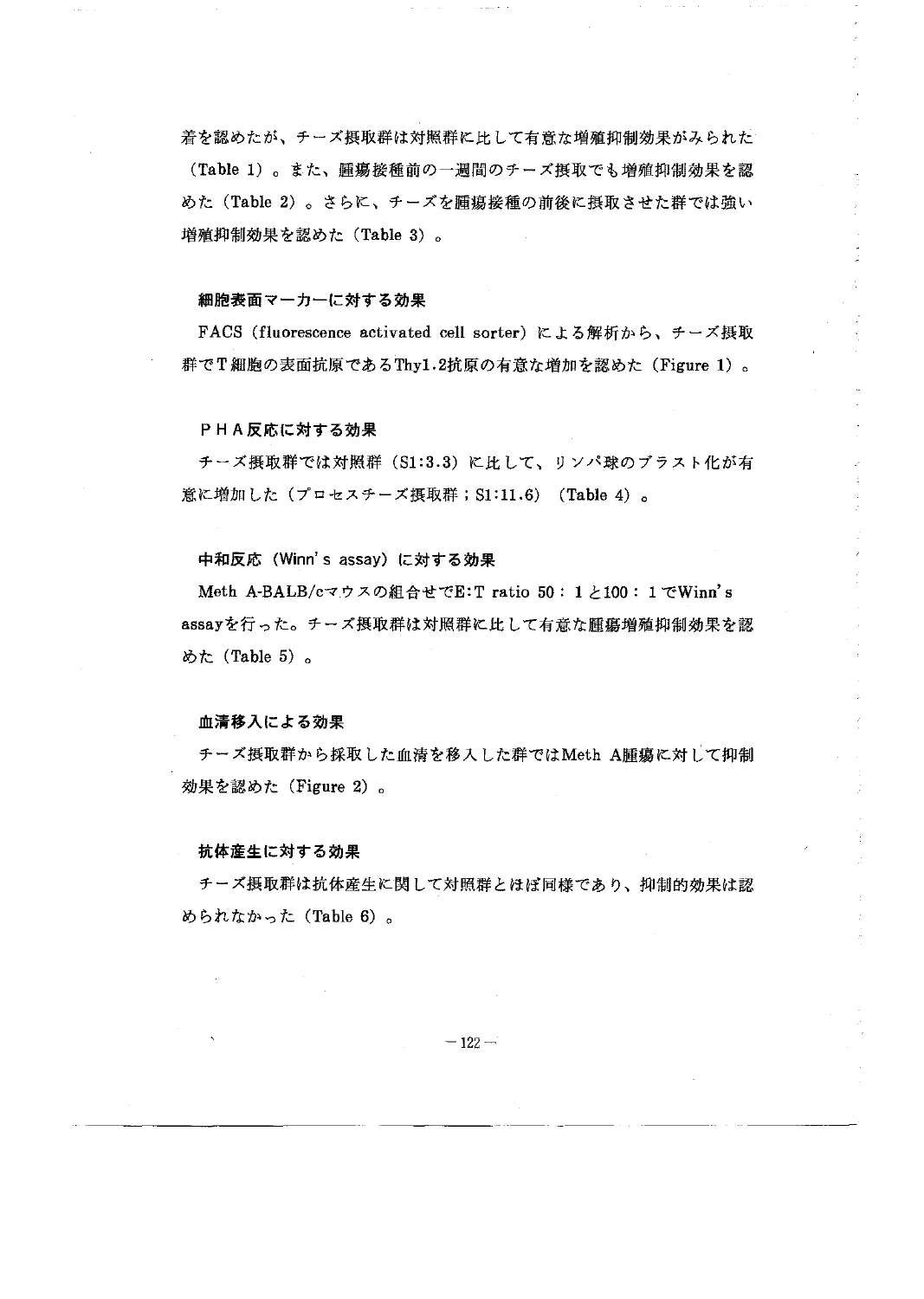着を認めたが、チーズ摂取群は対照群に比して有意な増殖抑制効果がみられた（Table 1）。また、腫瘍接種前の一週間のチーズ摂取でも増殖抑制効果を認めた（Table 2）。さらに、チーズを腫瘍接種の前後に摂取させた群では強い増殖抑制効果を認めた（Table 3）。

### 細胞表面マーカーに対する効果

FACS (fluorescence activated cell sorter) による解析から、チーズ摂取群でT細胞の表面抗原であるThy1.2抗原の有意な増加を認めた（Figure 1）。

### ＰＨＡ反応に対する効果

チーズ摂取群では対照群（SI:3.3）に比して、リンパ球のブラスト化が有意に増加した（プロセスチーズ摂取群；SI:11.6）（Table 4）。

### 中和反応（Winn's assay）に対する効果

Meth A-BALB/cマウスの組合せでE:T ratio 50：1と100：1でWinn's assayを行った。チーズ摂取群は対照群に比して有意な腫瘍増殖抑制効果を認めた（Table 5）。

### 血清移入による効果

チーズ摂取群から採取した血清を移入した群ではMeth A腫瘍に対して抑制効果を認めた（Figure 2）。

### 抗体産生に対する効果

チーズ摂取群は抗体産生に関して対照群とほぼ同様であり、抑制的効果は認められなかった（Table 6）。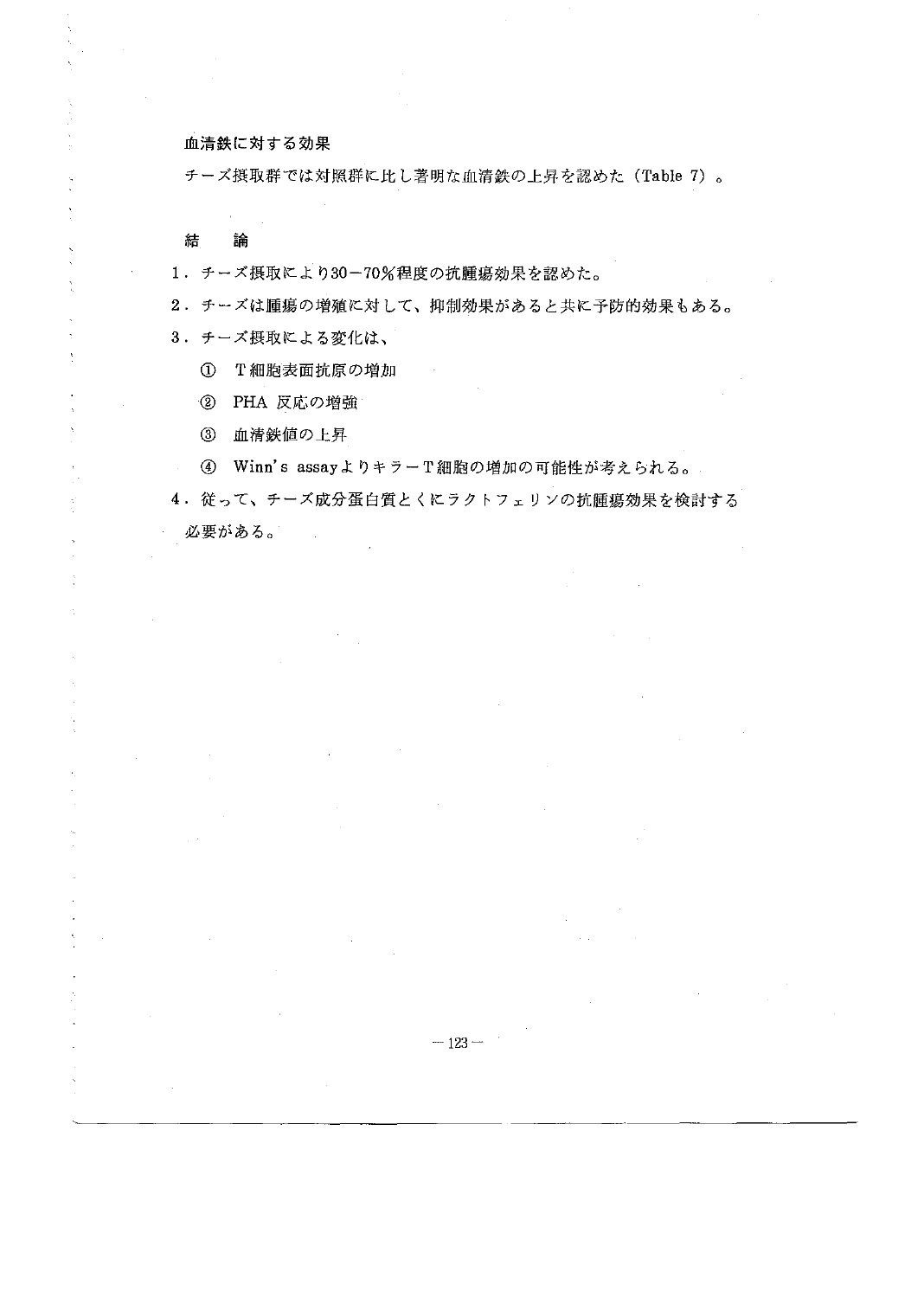### 血清鉄に対する効果

チーズ摂取群では対照群に比し著明な血清鉄の上昇を認めた（Table 7）。

## 結　論

1．チーズ摂取により30－70％程度の抗腫瘍効果を認めた。

2．チーズは腫瘍の増殖に対して、抑制効果があると共に予防的効果もある。

3．チーズ摂取による変化は、

　①　T細胞表面抗原の増加

　②　PHA 反応の増強

　③　血清鉄値の上昇

　④　Winn's assayよりキラーT細胞の増加の可能性が考えられる。

4．従って、チーズ成分蛋白質とくにラクトフェリンの抗腫瘍効果を検討する必要がある。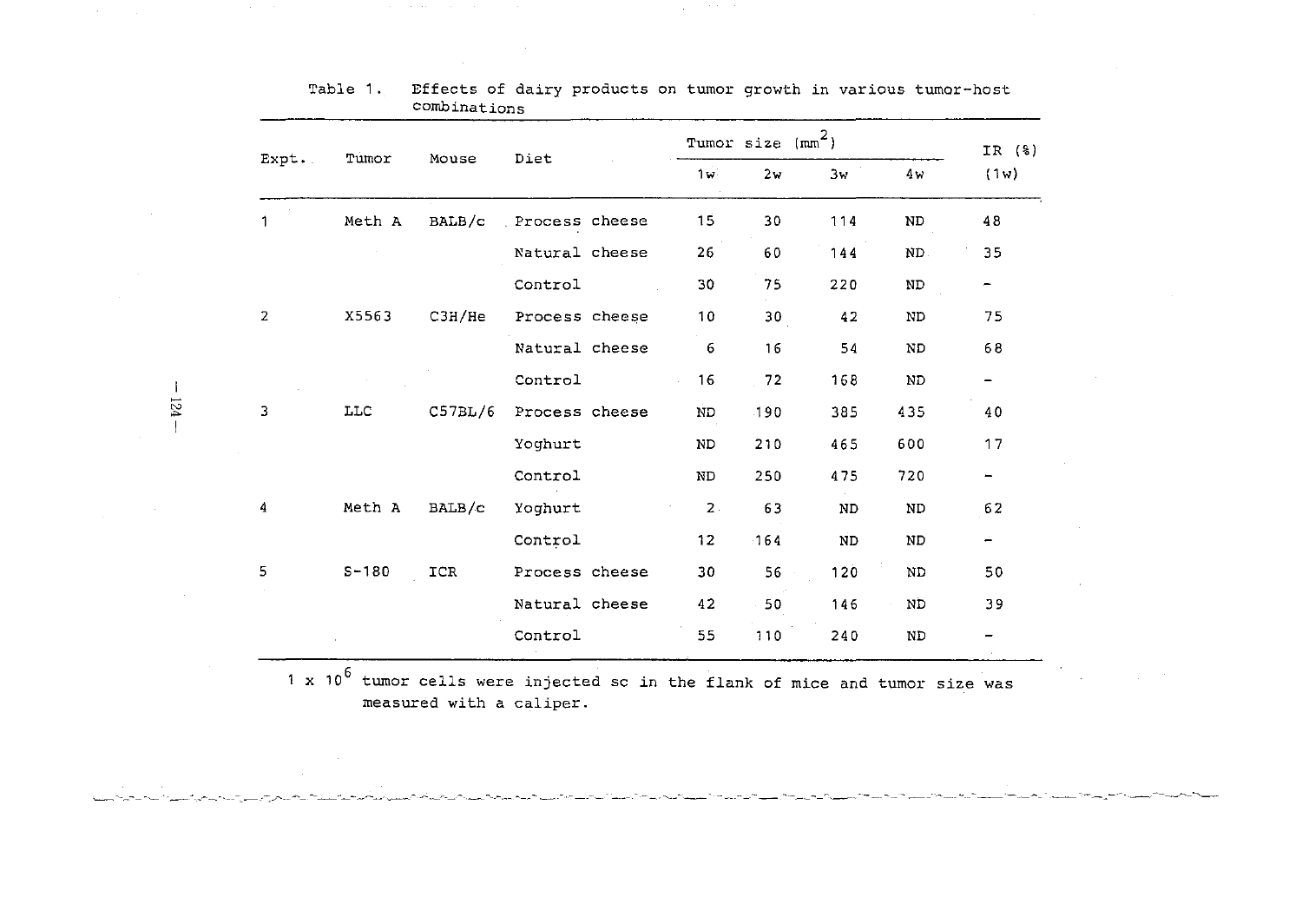Table 1. Effects of dairy products on tumor growth in various tumor-host combinations

| Expt. | Tumor | Mouse | Diet | Tumor size ($mm^2$) | | | | IR (%) |
|---|---|---|---|---|---|---|---|---|
| | | | | 1w | 2w | 3w | 4w | (1w) |
| 1 | Meth A | BALB/c | Process cheese | 15 | 30 | 114 | ND | 48 |
| | | | Natural cheese | 26 | 60 | 144 | ND | 35 |
| | | | Control | 30 | 75 | 220 | ND | - |
| 2 | X5563 | C3H/He | Process cheese | 10 | 30 | 42 | ND | 75 |
| | | | Natural cheese | 6 | 16 | 54 | ND | 68 |
| | | | Control | 16 | 72 | 168 | ND | - |
| 3 | LLC | C57BL/6 | Process cheese | ND | 190 | 385 | 435 | 40 |
| | | | Yoghurt | ND | 210 | 465 | 600 | 17 |
| | | | Control | ND | 250 | 475 | 720 | - |
| 4 | Meth A | BALB/c | Yoghurt | 2 | 63 | ND | ND | 62 |
| | | | Control | 12 | 164 | ND | ND | - |
| 5 | S-180 | ICR | Process cheese | 30 | 56 | 120 | ND | 50 |
| | | | Natural cheese | 42 | 50 | 146 | ND | 39 |
| | | | Control | 55 | 110 | 240 | ND | - |

$1 \times 10^6$ tumor cells were injected sc in the flank of mice and tumor size was measured with a caliper.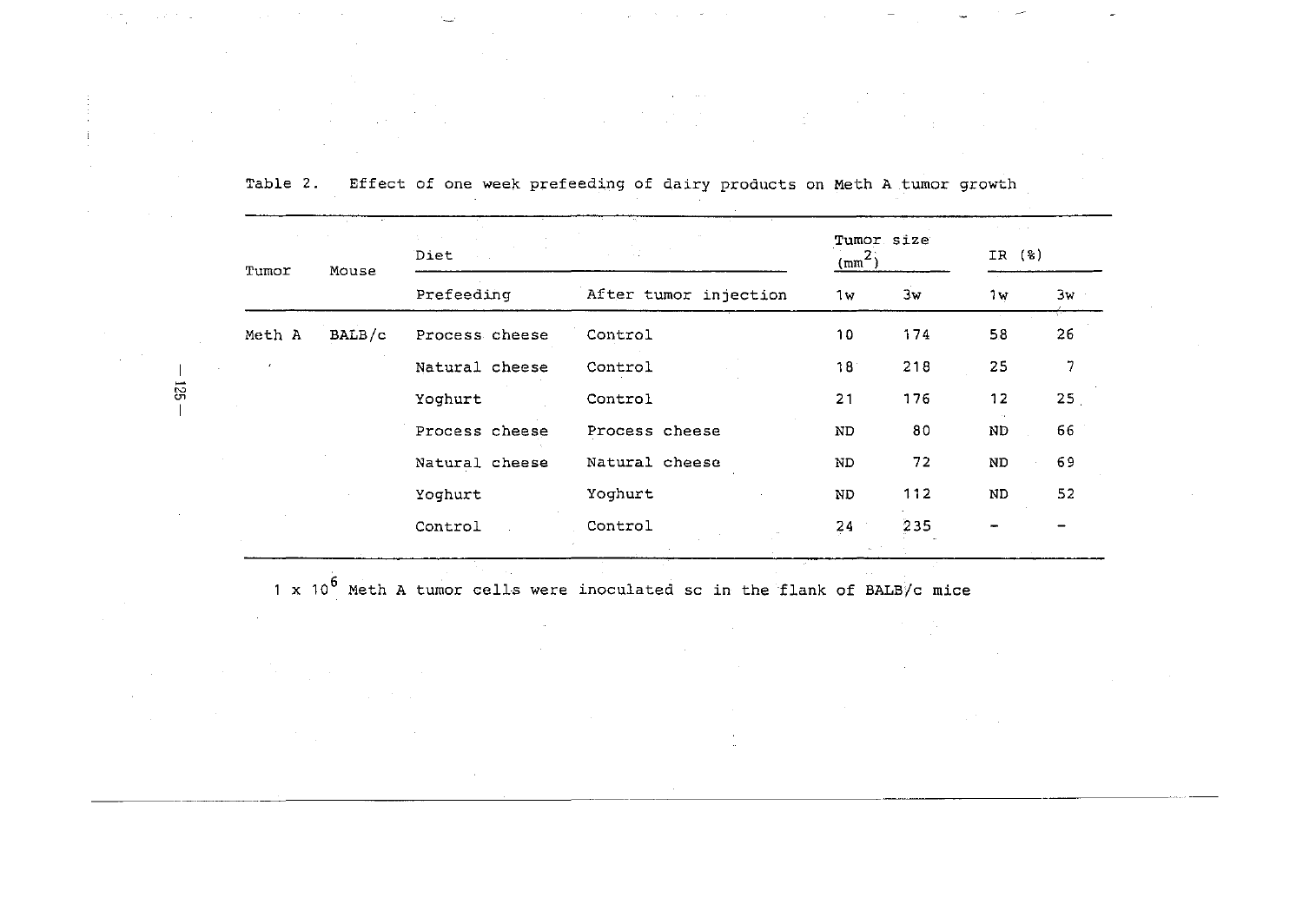Table 2. Effect of one week prefeeding of dairy products on Meth A tumor growth

| Tumor | Mouse | Diet | | Tumor size ($mm^2$) | | IR (%) | |
|---|---|---|---|---|---|---|---|
| | | Prefeeding | After tumor injection | 1w | 3w | 1w | 3w |
| Meth A | BALB/c | Process cheese | Control | 10 | 174 | 58 | 26 |
| | | Natural cheese | Control | 18 | 218 | 25 | 7 |
| | | Yoghurt | Control | 21 | 176 | 12 | 25 |
| | | Process cheese | Process cheese | ND | 80 | ND | 66 |
| | | Natural cheese | Natural cheese | ND | 72 | ND | 69 |
| | | Yoghurt | Yoghurt | ND | 112 | ND | 52 |
| | | Control | Control | 24 | 235 | - | - |

$1 \times 10^6$ Meth A tumor cells were inoculated sc in the flank of BALB/c mice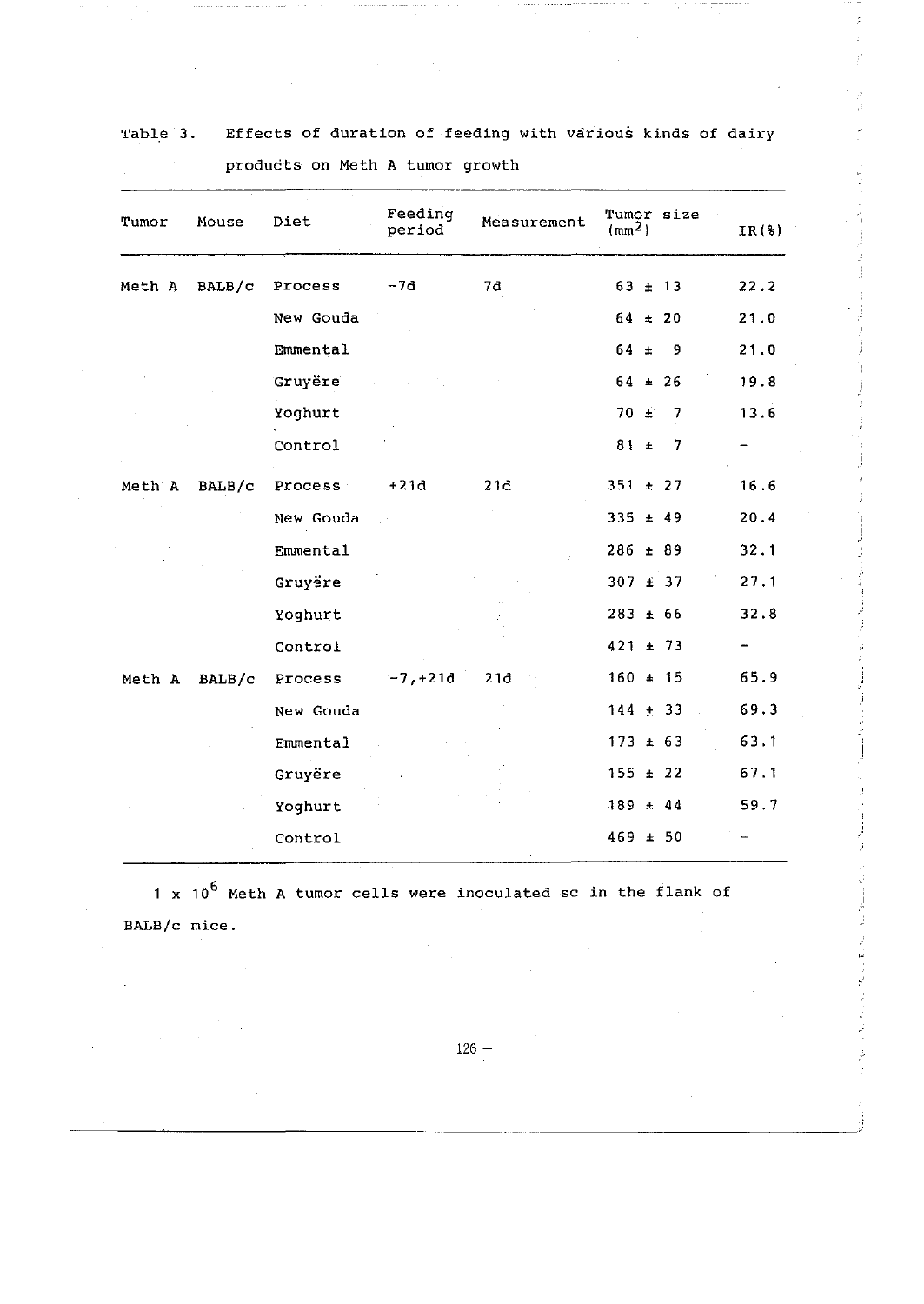Table 3. Effects of duration of feeding with various kinds of dairy products on Meth A tumor growth

| Tumor | Mouse | Diet | Feeding period | Measurement | Tumor size (mm$^2$) | IR(%) |
|---|---|---|---|---|---|---|
| Meth A | BALB/c | Process | −7d | 7d | 63 ± 13 | 22.2 |
| | | New Gouda | | | 64 ± 20 | 21.0 |
| | | Emmental | | | 64 ± 9 | 21.0 |
| | | Gruyëre | | | 64 ± 26 | 19.8 |
| | | Yoghurt | | | 70 ± 7 | 13.6 |
| | | Control | | | 81 ± 7 | − |
| Meth A | BALB/c | Process | +21d | 21d | 351 ± 27 | 16.6 |
| | | New Gouda | | | 335 ± 49 | 20.4 |
| | | Emmental | | | 286 ± 89 | 32.1 |
| | | Gruyëre | | | 307 ± 37 | 27.1 |
| | | Yoghurt | | | 283 ± 66 | 32.8 |
| | | Control | | | 421 ± 73 | − |
| Meth A | BALB/c | Process | −7,+21d | 21d | 160 ± 15 | 65.9 |
| | | New Gouda | | | 144 ± 33 | 69.3 |
| | | Emmental | | | 173 ± 63 | 63.1 |
| | | Gruyëre | | | 155 ± 22 | 67.1 |
| | | Yoghurt | | | 189 ± 44 | 59.7 |
| | | Control | | | 469 ± 50 | − |

1 x $10^6$ Meth A tumor cells were inoculated sc in the flank of BALB/c mice.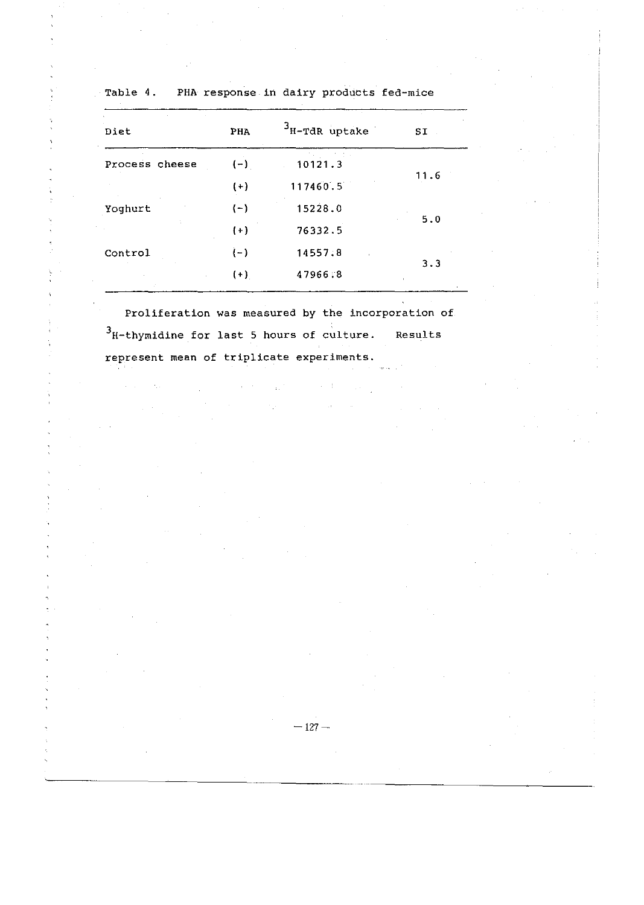Table 4. PHA response in dairy products fed-mice

| Diet | PHA | $^{3}H$-TdR uptake | SI |
|---|---|---|---|
| Process cheese | (-) | 10121.3 | 11.6 |
| | (+) | 117460.5 | |
| Yoghurt | (-) | 15228.0 | 5.0 |
| | (+) | 76332.5 | |
| Control | (-) | 14557.8 | 3.3 |
| | (+) | 47966.8 | |

Proliferation was measured by the incorporation of $^{3}H$-thymidine for last 5 hours of culture. Results represent mean of triplicate experiments.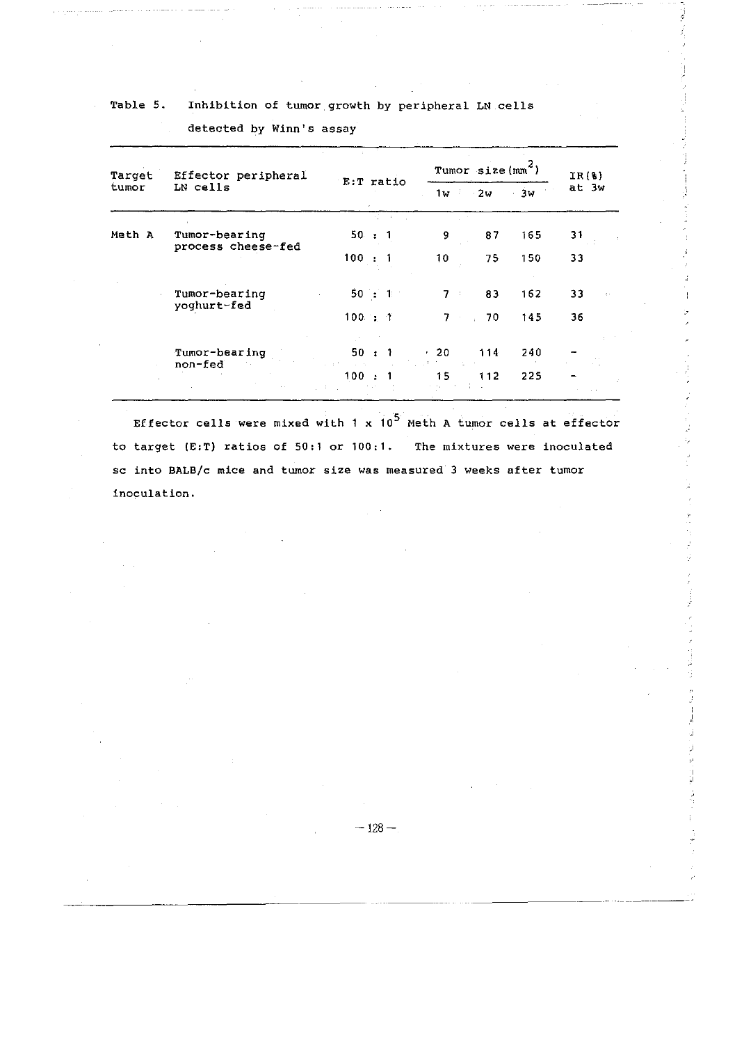Table 5. Inhibition of tumor growth by peripheral LN cells detected by Winn's assay

| Target tumor | Effector peripheral LN cells | E:T ratio | Tumor size ($mm^2$) | | | IR(%) at 3w |
|---|---|---|---|---|---|---|
| | | | 1w | 2w | 3w | |
| Meth A | Tumor-bearing process cheese-fed | 50 : 1 | 9 | 87 | 165 | 31 |
| | | 100 : 1 | 10 | 75 | 150 | 33 |
| | Tumor-bearing yoghurt-fed | 50 : 1 | 7 | 83 | 162 | 33 |
| | | 100 : 1 | 7 | 70 | 145 | 36 |
| | Tumor-bearing non-fed | 50 : 1 | 20 | 114 | 240 | – |
| | | 100 : 1 | 15 | 112 | 225 | – |

Effector cells were mixed with $1 \times 10^5$ Meth A tumor cells at effector to target (E:T) ratios of 50:1 or 100:1. The mixtures were inoculated sc into BALB/c mice and tumor size was measured 3 weeks after tumor inoculation.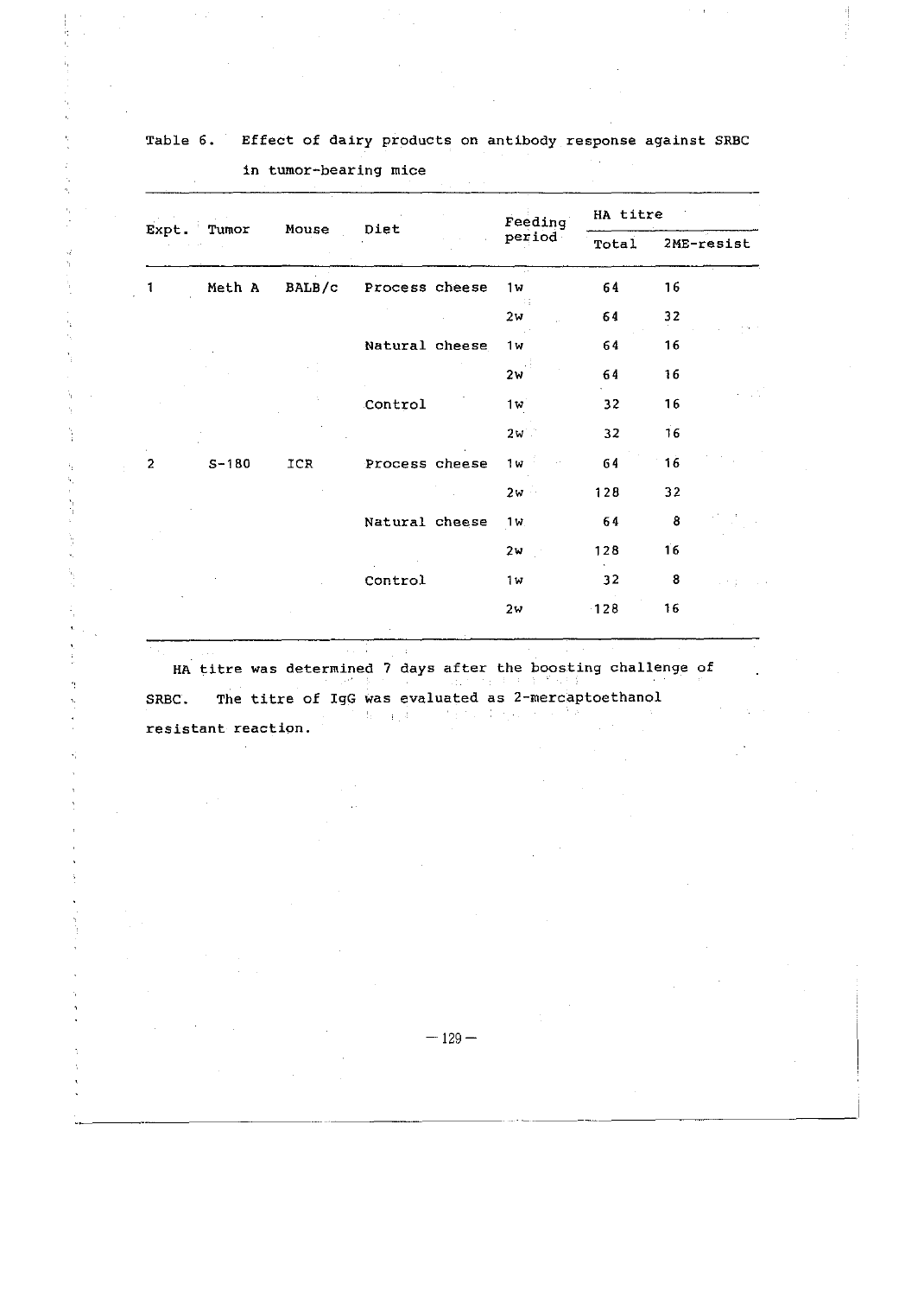Table 6. Effect of dairy products on antibody response against SRBC in tumor-bearing mice

| Expt. | Tumor | Mouse | Diet | Feeding period | HA titre | |
|---|---|---|---|---|---|---|
| | | | | | Total | 2ME-resist |
| 1 | Meth A | BALB/c | Process cheese | 1w | 64 | 16 |
| | | | | 2w | 64 | 32 |
| | | | Natural cheese | 1w | 64 | 16 |
| | | | | 2w | 64 | 16 |
| | | | Control | 1w | 32 | 16 |
| | | | | 2w | 32 | 16 |
| 2 | S-180 | ICR | Process cheese | 1w | 64 | 16 |
| | | | | 2w | 128 | 32 |
| | | | Natural cheese | 1w | 64 | 8 |
| | | | | 2w | 128 | 16 |
| | | | Control | 1w | 32 | 8 |
| | | | | 2w | 128 | 16 |

HA titre was determined 7 days after the boosting challenge of SRBC. The titre of IgG was evaluated as 2-mercaptoethanol resistant reaction.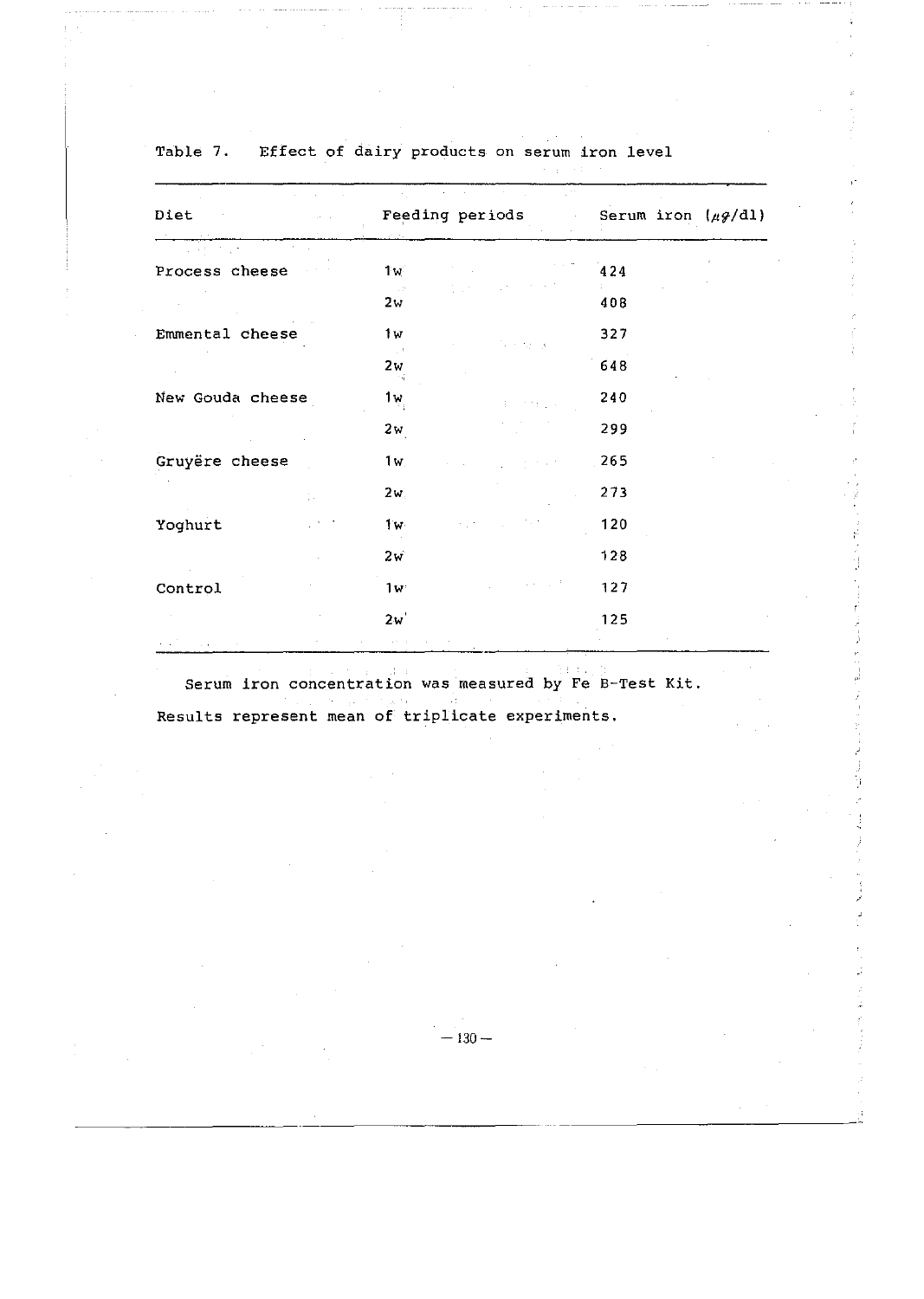Table 7. Effect of dairy products on serum iron level

| Diet | Feeding periods | Serum iron ($\mu g$/dl) |
|---|---|---|
| Process cheese | 1w | 424 |
| | 2w | 408 |
| Emmental cheese | 1w | 327 |
| | 2w | 648 |
| New Gouda cheese | 1w | 240 |
| | 2w | 299 |
| Gruyëre cheese | 1w | 265 |
| | 2w | 273 |
| Yoghurt | 1w | 120 |
| | 2w | 128 |
| Control | 1w | 127 |
| | 2w | 125 |

Serum iron concentration was measured by Fe B-Test Kit. Results represent mean of triplicate experiments.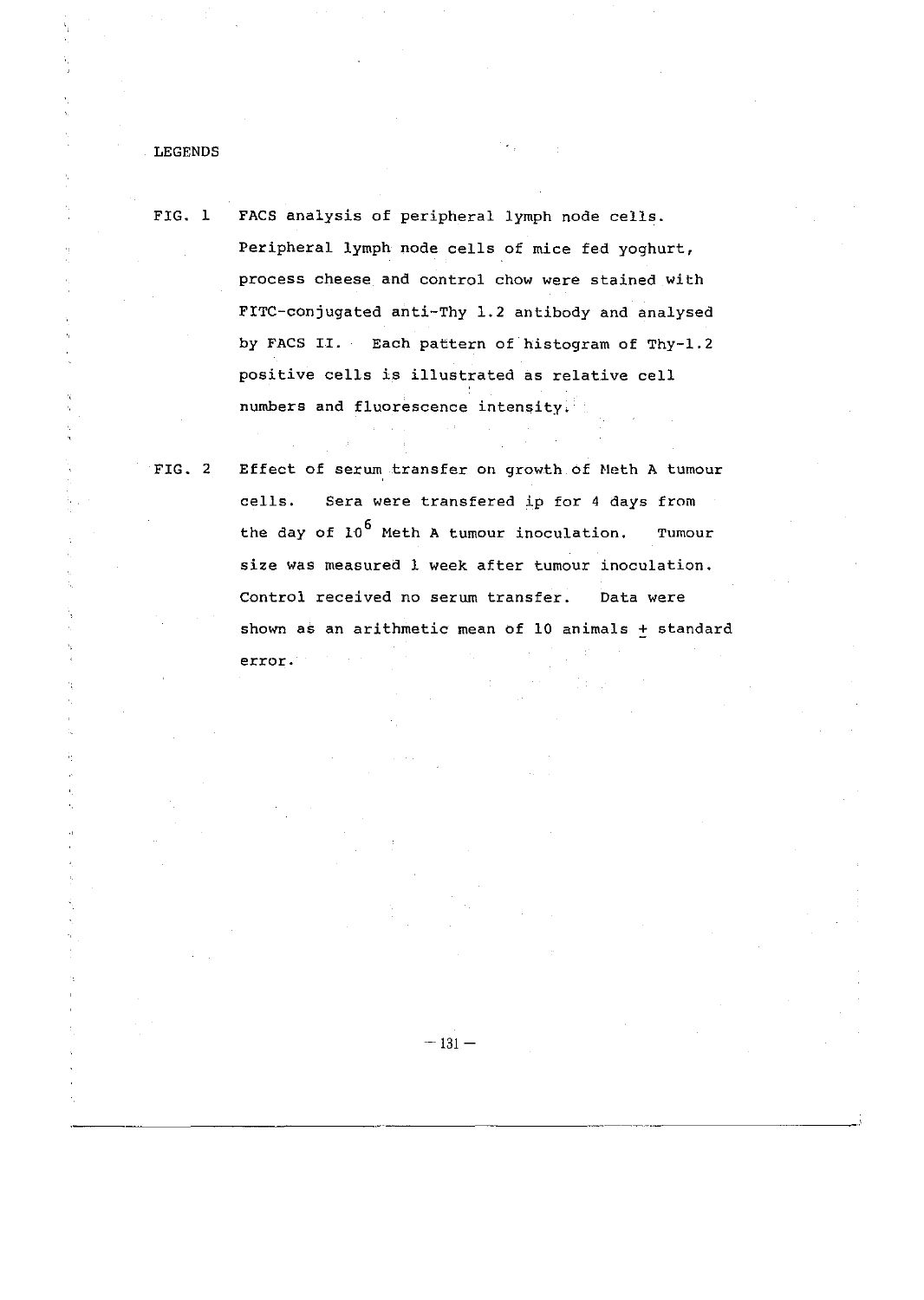LEGENDS

FIG. 1 FACS analysis of peripheral lymph node cells. Peripheral lymph node cells of mice fed yoghurt, process cheese and control chow were stained with FITC-conjugated anti-Thy 1.2 antibody and analysed by FACS II. Each pattern of histogram of Thy-1.2 positive cells is illustrated as relative cell numbers and fluorescence intensity.

FIG. 2 Effect of serum transfer on growth of Meth A tumour cells. Sera were transfered ip for 4 days from the day of $10^6$ Meth A tumour inoculation. Tumour size was measured 1 week after tumour inoculation. Control received no serum transfer. Data were shown as an arithmetic mean of 10 animals $\pm$ standard error.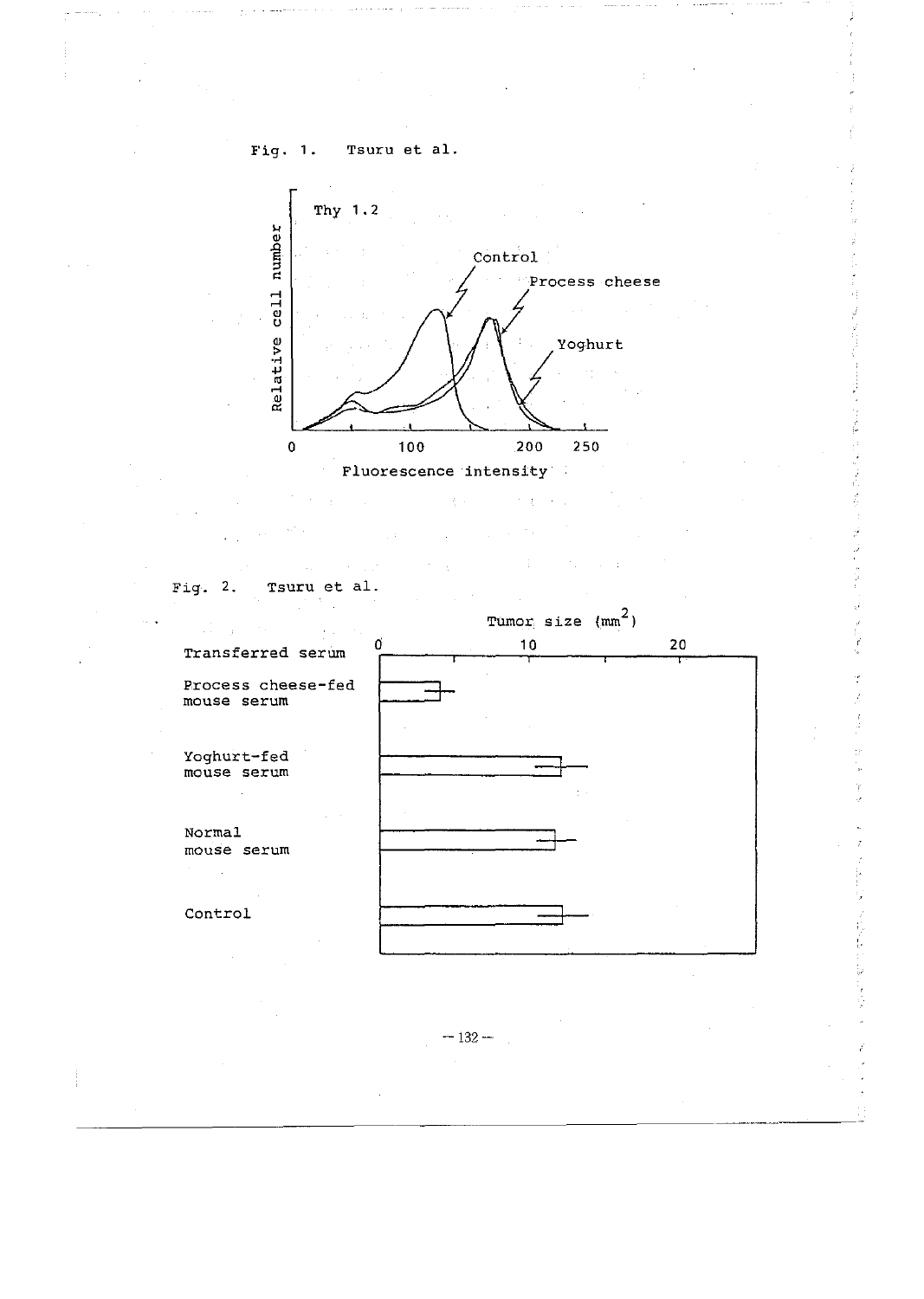Fig. 1. Tsuru et al.

Thy 1.2

Relative cell number

Control

Process cheese

Yoghurt

0

100

200

250

Fluorescence intensity

Fig. 2. Tsuru et al.

Tumor size ($mm^2$)

0

10

20

Transferred serum

Process cheese-fed mouse serum

Yoghurt-fed mouse serum

Normal mouse serum

Control